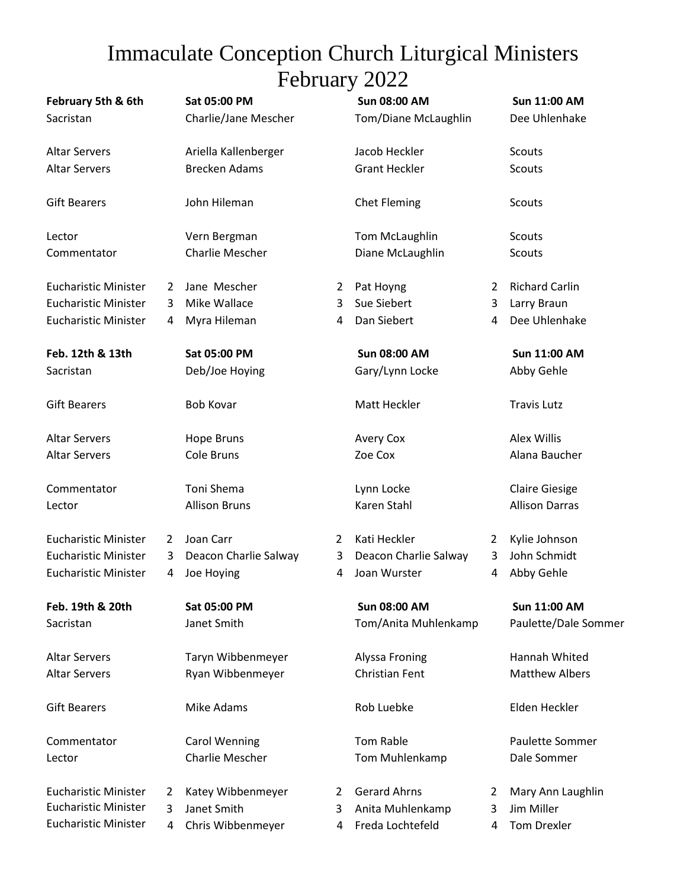# Immaculate Conception Church Liturgical Ministers
# February 2022

| **February 5th & 6th** | | **Sat 05:00 PM** | | **Sun 08:00 AM** | | **Sun 11:00 AM** |
|---|---|---|---|---|---|---|
| Sacristan | | Charlie/Jane Mescher | | Tom/Diane McLaughlin | | Dee Uhlenhake |
| Altar Servers | | Ariella Kallenberger | | Jacob Heckler | | Scouts |
| Altar Servers | | Brecken Adams | | Grant Heckler | | Scouts |
| Gift Bearers | | John Hileman | | Chet Fleming | | Scouts |
| Lector | | Vern Bergman | | Tom McLaughlin | | Scouts |
| Commentator | | Charlie Mescher | | Diane McLaughlin | | Scouts |
| Eucharistic Minister | 2 | Jane Mescher | 2 | Pat Hoyng | 2 | Richard Carlin |
| Eucharistic Minister | 3 | Mike Wallace | 3 | Sue Siebert | 3 | Larry Braun |
| Eucharistic Minister | 4 | Myra Hileman | 4 | Dan Siebert | 4 | Dee Uhlenhake |

| **Feb. 12th & 13th** | | **Sat 05:00 PM** | | **Sun 08:00 AM** | | **Sun 11:00 AM** |
|---|---|---|---|---|---|---|
| Sacristan | | Deb/Joe Hoying | | Gary/Lynn Locke | | Abby Gehle |
| Gift Bearers | | Bob Kovar | | Matt Heckler | | Travis Lutz |
| Altar Servers | | Hope Bruns | | Avery Cox | | Alex Willis |
| Altar Servers | | Cole Bruns | | Zoe Cox | | Alana Baucher |
| Commentator | | Toni Shema | | Lynn Locke | | Claire Giesige |
| Lector | | Allison Bruns | | Karen Stahl | | Allison Darras |
| Eucharistic Minister | 2 | Joan Carr | 2 | Kati Heckler | 2 | Kylie Johnson |
| Eucharistic Minister | 3 | Deacon Charlie Salway | 3 | Deacon Charlie Salway | 3 | John Schmidt |
| Eucharistic Minister | 4 | Joe Hoying | 4 | Joan Wurster | 4 | Abby Gehle |

| **Feb. 19th & 20th** | | **Sat 05:00 PM** | | **Sun 08:00 AM** | | **Sun 11:00 AM** |
|---|---|---|---|---|---|---|
| Sacristan | | Janet Smith | | Tom/Anita Muhlenkamp | | Paulette/Dale Sommer |
| Altar Servers | | Taryn Wibbenmeyer | | Alyssa Froning | | Hannah Whited |
| Altar Servers | | Ryan Wibbenmeyer | | Christian Fent | | Matthew Albers |
| Gift Bearers | | Mike Adams | | Rob Luebke | | Elden Heckler |
| Commentator | | Carol Wenning | | Tom Rable | | Paulette Sommer |
| Lector | | Charlie Mescher | | Tom Muhlenkamp | | Dale Sommer |
| Eucharistic Minister | 2 | Katey Wibbenmeyer | 2 | Gerard Ahrns | 2 | Mary Ann Laughlin |
| Eucharistic Minister | 3 | Janet Smith | 3 | Anita Muhlenkamp | 3 | Jim Miller |
| Eucharistic Minister | 4 | Chris Wibbenmeyer | 4 | Freda Lochtefeld | 4 | Tom Drexler |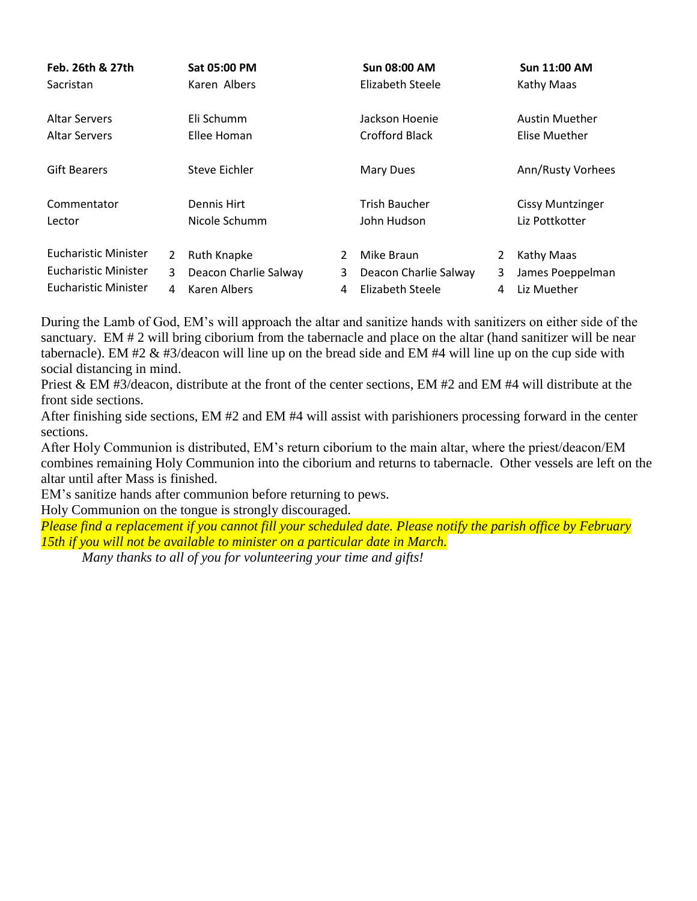| Feb. 26th & 27th | | Sat 05:00 PM | | Sun 08:00 AM | | Sun 11:00 AM |
|---|---|---|---|---|---|---|
| Sacristan | | Karen Albers | | Elizabeth Steele | | Kathy Maas |
| Altar Servers | | Eli Schumm | | Jackson Hoenie | | Austin Muether |
| Altar Servers | | Ellee Homan | | Crofford Black | | Elise Muether |
| Gift Bearers | | Steve Eichler | | Mary Dues | | Ann/Rusty Vorhees |
| Commentator | | Dennis Hirt | | Trish Baucher | | Cissy Muntzinger |
| Lector | | Nicole Schumm | | John Hudson | | Liz Pottkotter |
| Eucharistic Minister | 2 | Ruth Knapke | 2 | Mike Braun | 2 | Kathy Maas |
| Eucharistic Minister | 3 | Deacon Charlie Salway | 3 | Deacon Charlie Salway | 3 | James Poeppelman |
| Eucharistic Minister | 4 | Karen Albers | 4 | Elizabeth Steele | 4 | Liz Muether |

During the Lamb of God, EM's will approach the altar and sanitize hands with sanitizers on either side of the sanctuary. EM # 2 will bring ciborium from the tabernacle and place on the altar (hand sanitizer will be near tabernacle). EM #2 & #3/deacon will line up on the bread side and EM #4 will line up on the cup side with social distancing in mind.

Priest & EM #3/deacon, distribute at the front of the center sections, EM #2 and EM #4 will distribute at the front side sections.

After finishing side sections, EM #2 and EM #4 will assist with parishioners processing forward in the center sections.

After Holy Communion is distributed, EM's return ciborium to the main altar, where the priest/deacon/EM combines remaining Holy Communion into the ciborium and returns to tabernacle. Other vessels are left on the altar until after Mass is finished.

EM's sanitize hands after communion before returning to pews.

Holy Communion on the tongue is strongly discouraged.

*Please find a replacement if you cannot fill your scheduled date. Please notify the parish office by February 15th if you will not be available to minister on a particular date in March.*

*Many thanks to all of you for volunteering your time and gifts!*